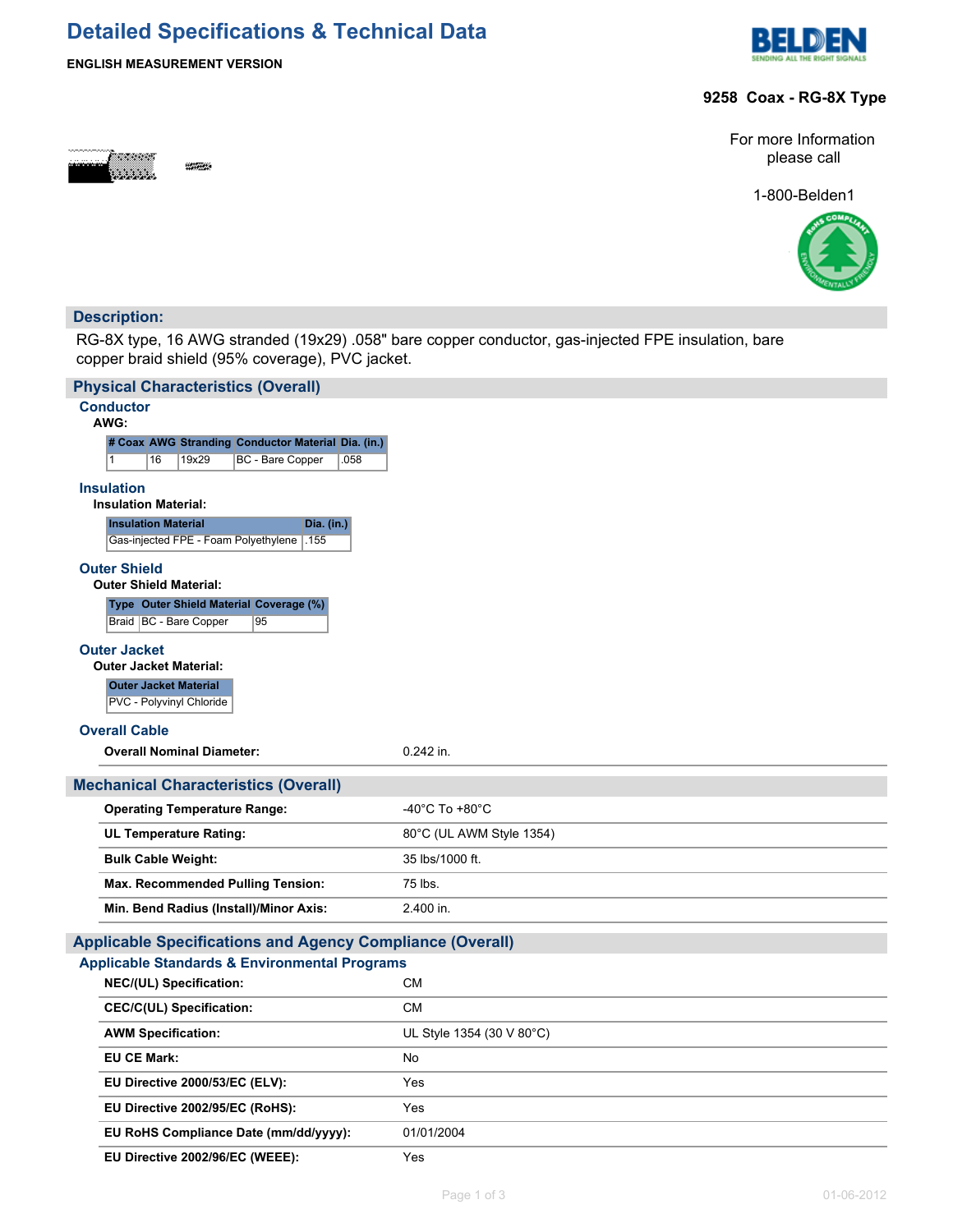# Detailed Specifications & Technical Data

**ENGLISH MEASUREMENT VERSION**

**9258 Coax - RG-8X Type**

For more Information please call

1-800-Belden1

## Description:

RG-8X type, 16 AWG stranded (19x29) .058" bare copper conductor, gas-injected FPE insulation, bare copper braid shield (95% coverage), PVC jacket.

## Physical Characteristics (Overall)

### Conductor

**AWG:**

| # Coax | AWG | Stranding | Conductor Material | Dia. (in.) |
|---|---|---|---|---|
| 1 | 16 | 19x29 | BC - Bare Copper | .058 |

### Insulation

**Insulation Material:**

| Insulation Material | Dia. (in.) |
|---|---|
| Gas-injected FPE - Foam Polyethylene | .155 |

### Outer Shield

**Outer Shield Material:**

| Type | Outer Shield Material | Coverage (%) |
|---|---|---|
| Braid | BC - Bare Copper | 95 |

### Outer Jacket

**Outer Jacket Material:**

| Outer Jacket Material |
|---|
| PVC - Polyvinyl Chloride |

### Overall Cable

| | |
|---|---|
| **Overall Nominal Diameter:** | 0.242 in. |

## Mechanical Characteristics (Overall)

| | |
|---|---|
| **Operating Temperature Range:** | -40°C To +80°C |
| **UL Temperature Rating:** | 80°C (UL AWM Style 1354) |
| **Bulk Cable Weight:** | 35 lbs/1000 ft. |
| **Max. Recommended Pulling Tension:** | 75 lbs. |
| **Min. Bend Radius (Install)/Minor Axis:** | 2.400 in. |

## Applicable Specifications and Agency Compliance (Overall)

### Applicable Standards & Environmental Programs

| | |
|---|---|
| **NEC/(UL) Specification:** | CM |
| **CEC/C(UL) Specification:** | CM |
| **AWM Specification:** | UL Style 1354 (30 V 80°C) |
| **EU CE Mark:** | No |
| **EU Directive 2000/53/EC (ELV):** | Yes |
| **EU Directive 2002/95/EC (RoHS):** | Yes |
| **EU RoHS Compliance Date (mm/dd/yyyy):** | 01/01/2004 |
| **EU Directive 2002/96/EC (WEEE):** | Yes |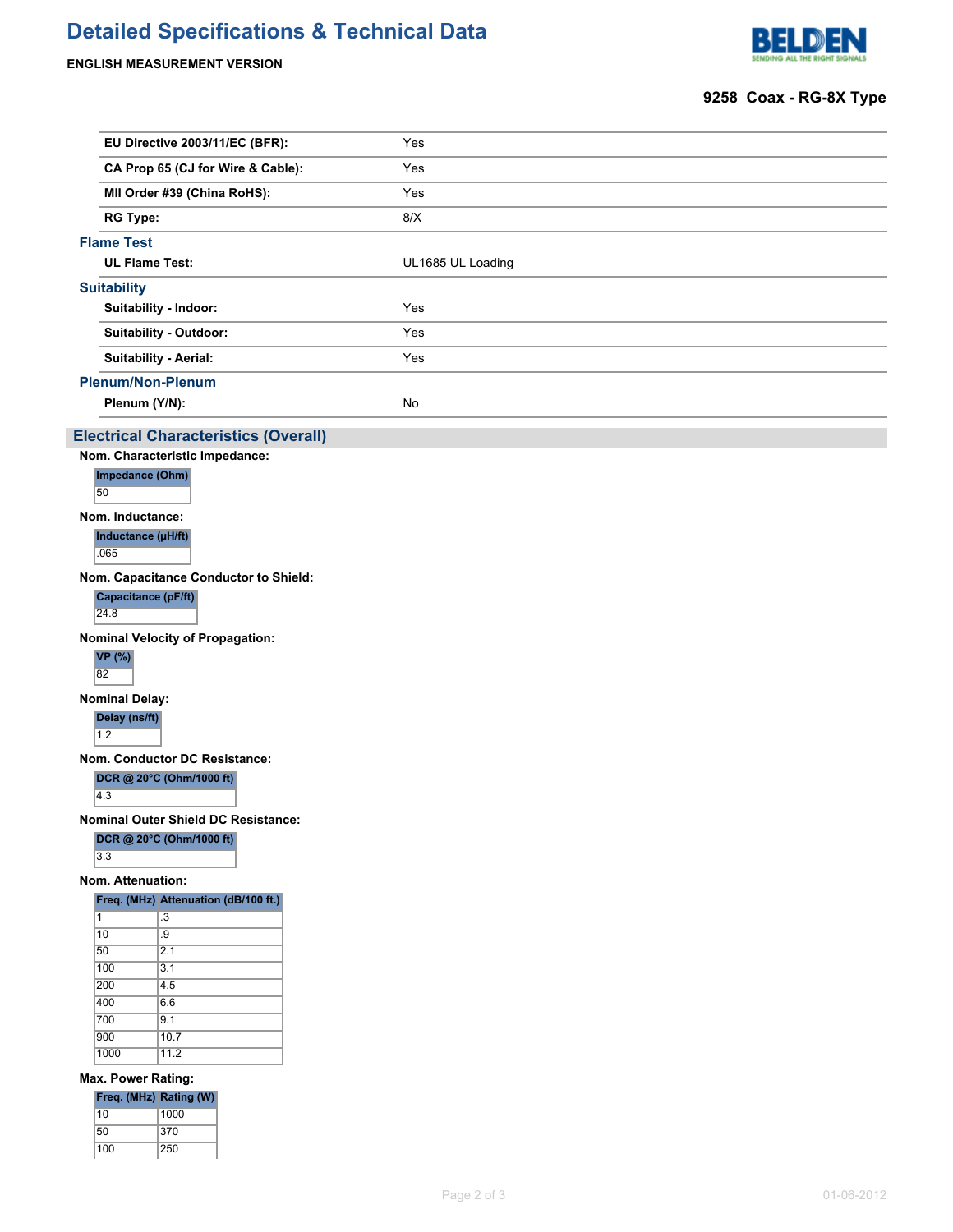| | |
|---|---|
| **EU Directive 2003/11/EC (BFR):** | Yes |
| **CA Prop 65 (CJ for Wire & Cable):** | Yes |
| **MII Order #39 (China RoHS):** | Yes |
| **RG Type:** | 8/X |

### Flame Test

| | |
|---|---|
| **UL Flame Test:** | UL1685 UL Loading |

### Suitability

| | |
|---|---|
| **Suitability - Indoor:** | Yes |
| **Suitability - Outdoor:** | Yes |
| **Suitability - Aerial:** | Yes |

### Plenum/Non-Plenum

| | |
|---|---|
| **Plenum (Y/N):** | No |

## Electrical Characteristics (Overall)

**Nom. Characteristic Impedance:**

| Impedance (Ohm) |
|---|
| 50 |

**Nom. Inductance:**

| Inductance (µH/ft) |
|---|
| .065 |

**Nom. Capacitance Conductor to Shield:**

| Capacitance (pF/ft) |
|---|
| 24.8 |

**Nominal Velocity of Propagation:**

| VP (%) |
|---|
| 82 |

**Nominal Delay:**

| Delay (ns/ft) |
|---|
| 1.2 |

**Nom. Conductor DC Resistance:**

| DCR @ 20°C (Ohm/1000 ft) |
|---|
| 4.3 |

**Nominal Outer Shield DC Resistance:**

| DCR @ 20°C (Ohm/1000 ft) |
|---|
| 3.3 |

**Nom. Attenuation:**

| Freq. (MHz) | Attenuation (dB/100 ft.) |
|---|---|
| 1 | .3 |
| 10 | .9 |
| 50 | 2.1 |
| 100 | 3.1 |
| 200 | 4.5 |
| 400 | 6.6 |
| 700 | 9.1 |
| 900 | 10.7 |
| 1000 | 11.2 |

**Max. Power Rating:**

| Freq. (MHz) | Rating (W) |
|---|---|
| 10 | 1000 |
| 50 | 370 |
| 100 | 250 |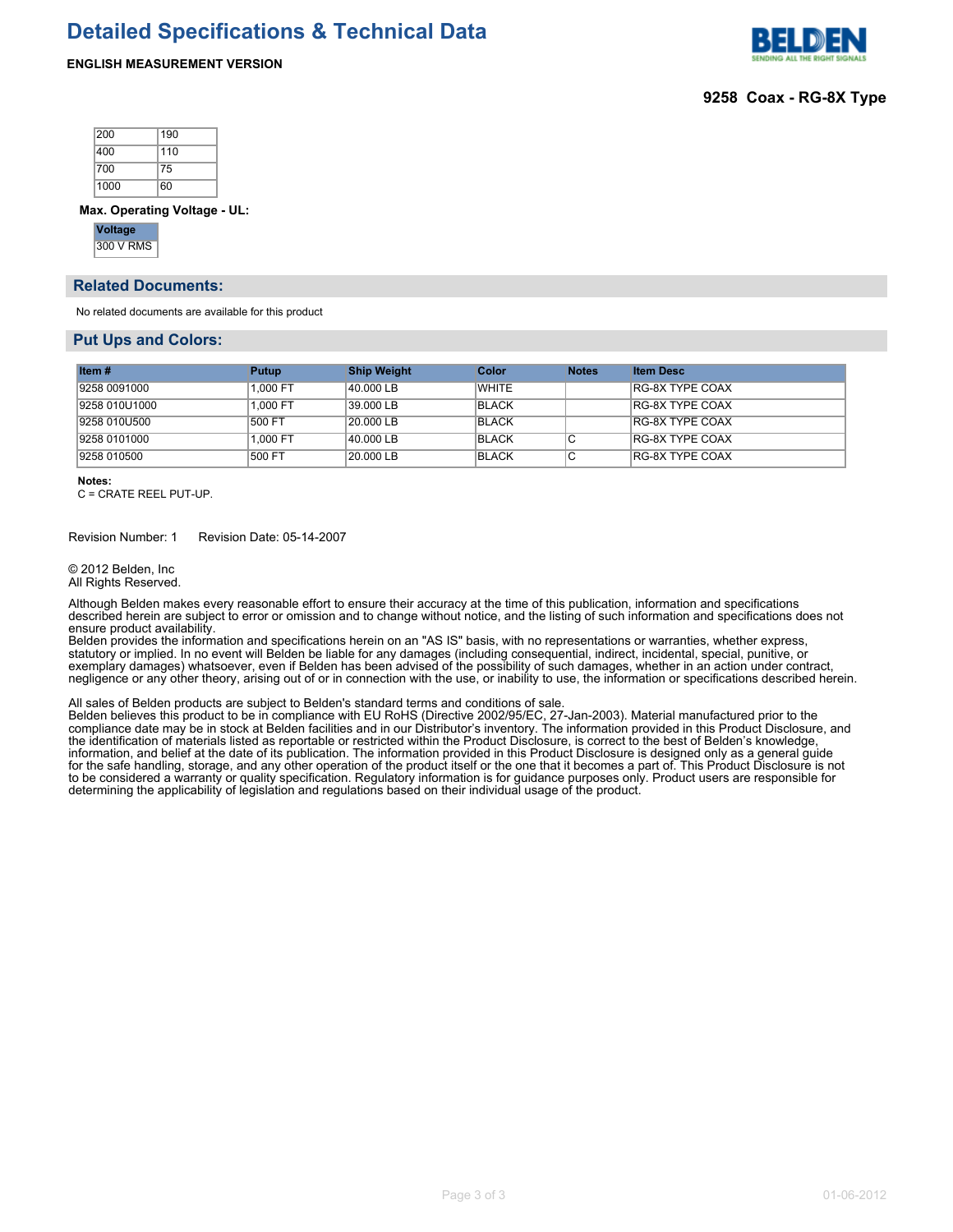| | |
|---|---|
| 200 | 190 |
| 400 | 110 |
| 700 | 75 |
| 1000 | 60 |

**Max. Operating Voltage - UL:**

| Voltage |
|---|
| 300 V RMS |

## Related Documents:

No related documents are available for this product

## Put Ups and Colors:

| Item # | Putup | Ship Weight | Color | Notes | Item Desc |
|---|---|---|---|---|---|
| 9258 0091000 | 1,000 FT | 40.000 LB | WHITE | | RG-8X TYPE COAX |
| 9258 010U1000 | 1,000 FT | 39.000 LB | BLACK | | RG-8X TYPE COAX |
| 9258 010U500 | 500 FT | 20.000 LB | BLACK | | RG-8X TYPE COAX |
| 9258 0101000 | 1,000 FT | 40.000 LB | BLACK | C | RG-8X TYPE COAX |
| 9258 010500 | 500 FT | 20.000 LB | BLACK | C | RG-8X TYPE COAX |

**Notes:**
C = CRATE REEL PUT-UP.

Revision Number: 1 Revision Date: 05-14-2007

© 2012 Belden, Inc
All Rights Reserved.

Although Belden makes every reasonable effort to ensure their accuracy at the time of this publication, information and specifications described herein are subject to error or omission and to change without notice, and the listing of such information and specifications does not ensure product availability.
Belden provides the information and specifications herein on an "AS IS" basis, with no representations or warranties, whether express, statutory or implied. In no event will Belden be liable for any damages (including consequential, indirect, incidental, special, punitive, or exemplary damages) whatsoever, even if Belden has been advised of the possibility of such damages, whether in an action under contract, negligence or any other theory, arising out of or in connection with the use, or inability to use, the information or specifications described herein.

All sales of Belden products are subject to Belden's standard terms and conditions of sale.
Belden believes this product to be in compliance with EU RoHS (Directive 2002/95/EC, 27-Jan-2003). Material manufactured prior to the compliance date may be in stock at Belden facilities and in our Distributor's inventory. The information provided in this Product Disclosure, and the identification of materials listed as reportable or restricted within the Product Disclosure, is correct to the best of Belden's knowledge, information, and belief at the date of its publication. The information provided in this Product Disclosure is designed only as a general guide for the safe handling, storage, and any other operation of the product itself or the one that it becomes a part of. This Product Disclosure is not to be considered a warranty or quality specification. Regulatory information is for guidance purposes only. Product users are responsible for determining the applicability of legislation and regulations based on their individual usage of the product.